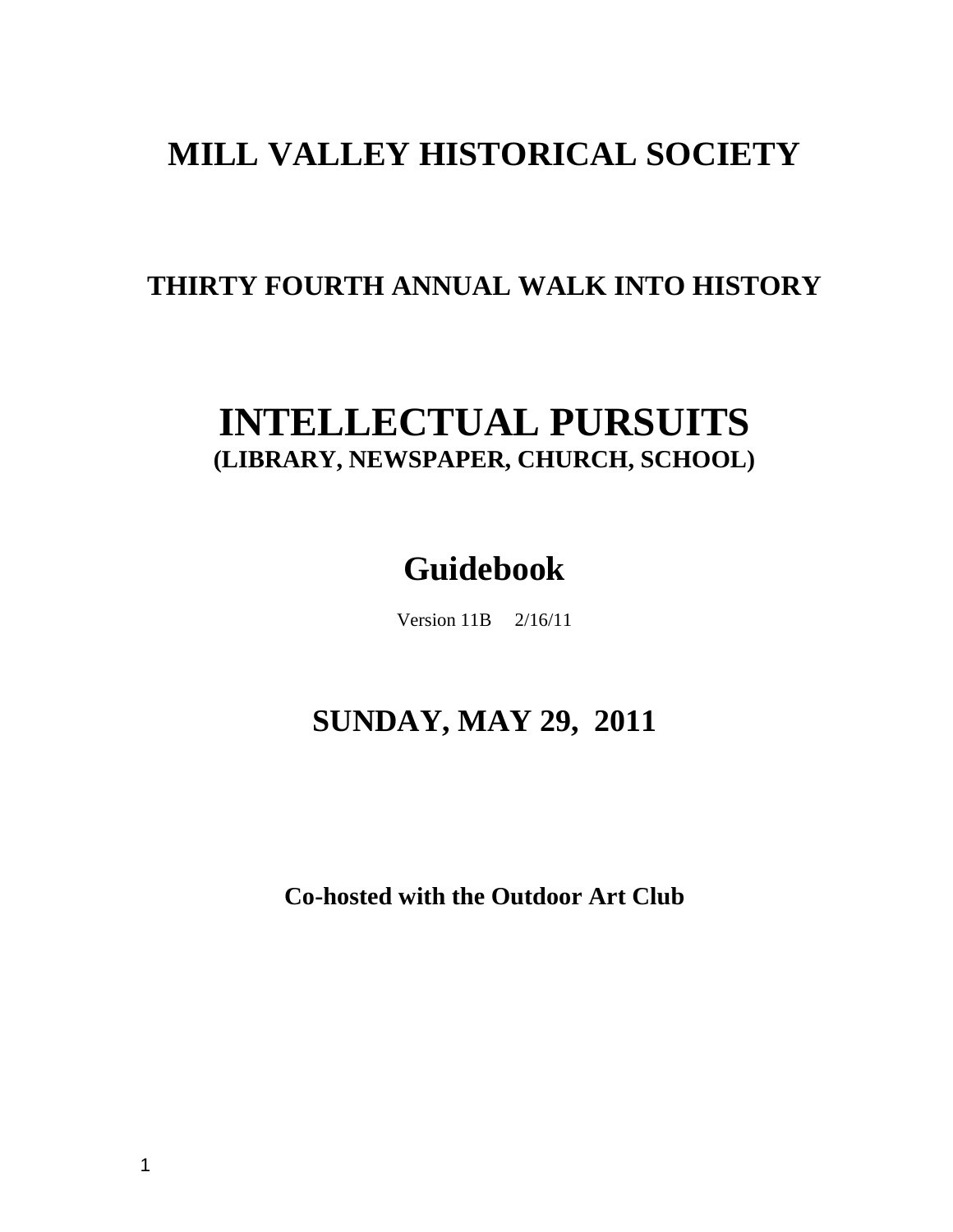# MILL VALLEY HISTORICAL SOCIETY

## THIRTY FOURTH ANNUAL WALK INTO HISTORY

# INTELLECTUAL PURSUITS

### (LIBRARY, NEWSPAPER, CHURCH, SCHOOL)

## Guidebook

Version 11B 2/16/11

## SUNDAY, MAY 29, 2011

**Co-hosted with the Outdoor Art Club**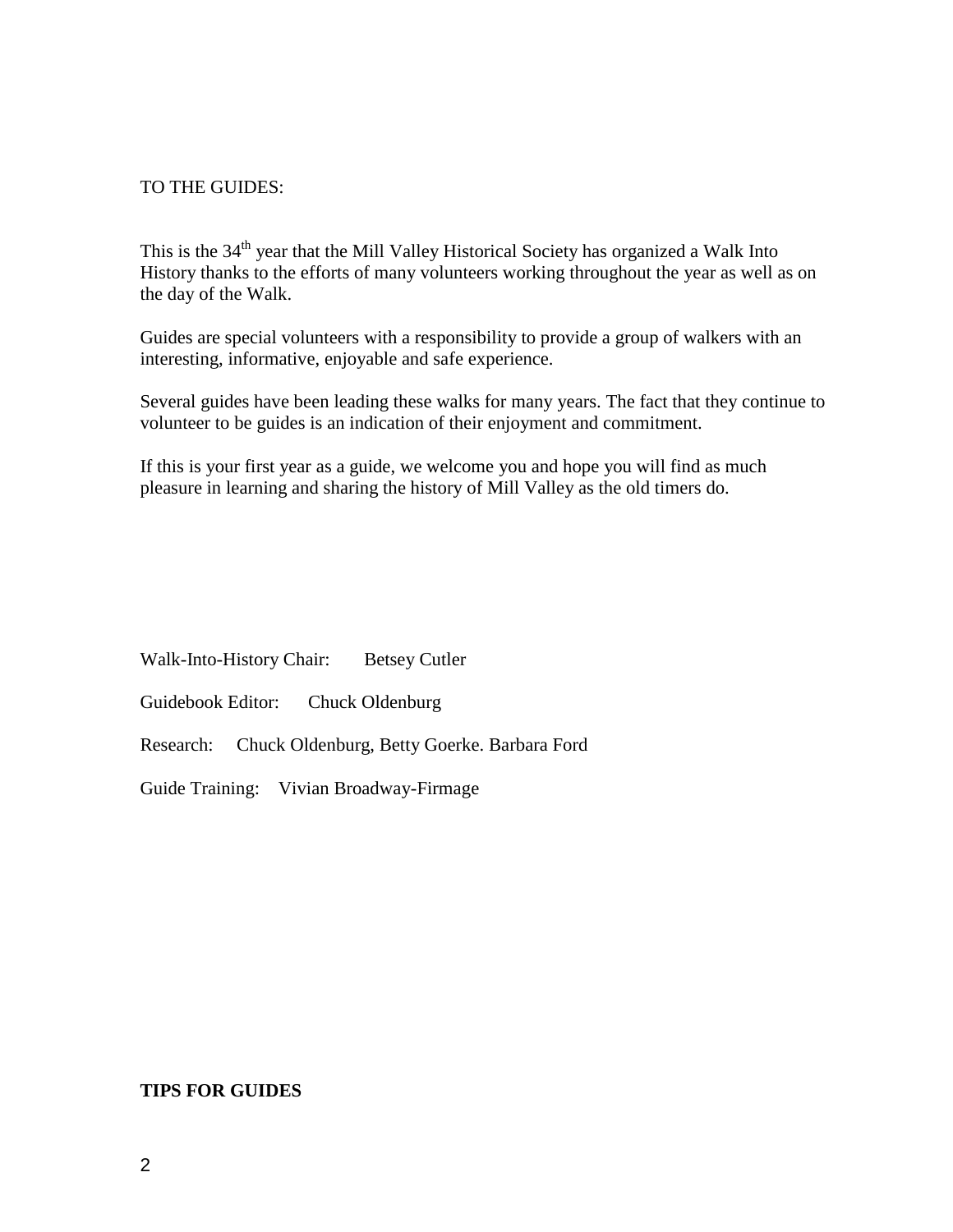TO THE GUIDES:

This is the 34th year that the Mill Valley Historical Society has organized a Walk Into History thanks to the efforts of many volunteers working throughout the year as well as on the day of the Walk.

Guides are special volunteers with a responsibility to provide a group of walkers with an interesting, informative, enjoyable and safe experience.

Several guides have been leading these walks for many years. The fact that they continue to volunteer to be guides is an indication of their enjoyment and commitment.

If this is your first year as a guide, we welcome you and hope you will find as much pleasure in learning and sharing the history of Mill Valley as the old timers do.

Walk-Into-History Chair: Betsey Cutler

Guidebook Editor: Chuck Oldenburg

Research: Chuck Oldenburg, Betty Goerke. Barbara Ford

Guide Training: Vivian Broadway-Firmage

**TIPS FOR GUIDES**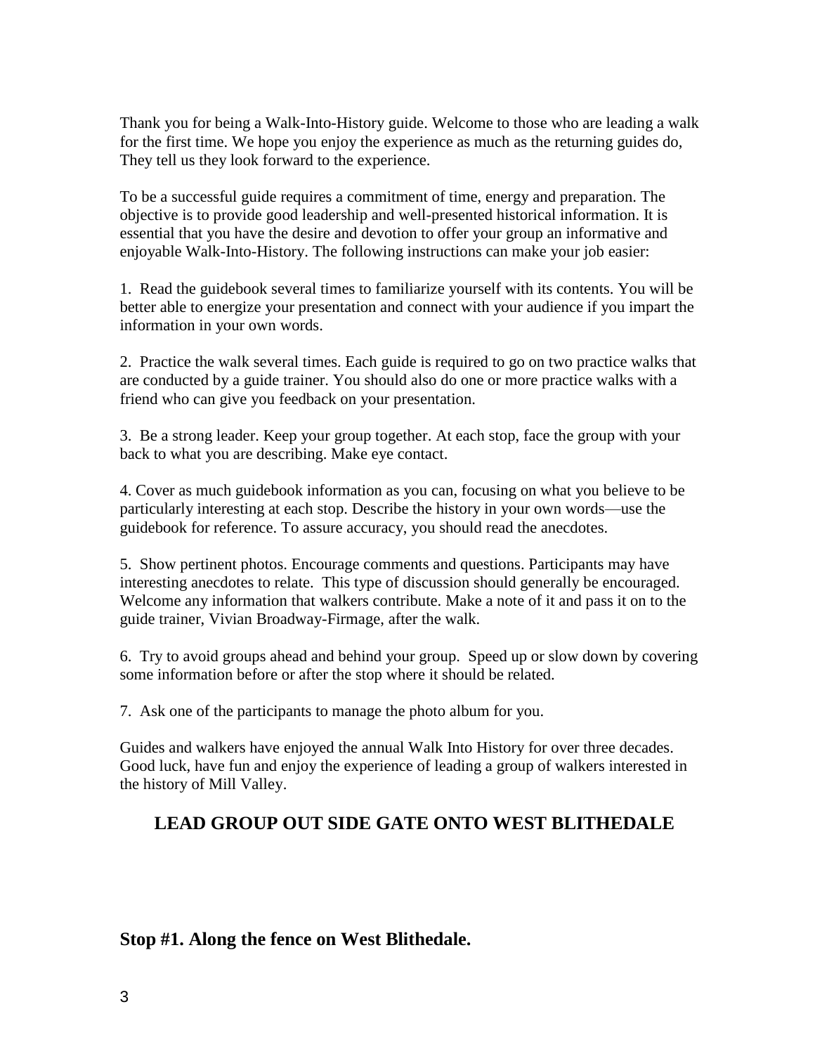Thank you for being a Walk-Into-History guide. Welcome to those who are leading a walk for the first time. We hope you enjoy the experience as much as the returning guides do, They tell us they look forward to the experience.

To be a successful guide requires a commitment of time, energy and preparation. The objective is to provide good leadership and well-presented historical information. It is essential that you have the desire and devotion to offer your group an informative and enjoyable Walk-Into-History. The following instructions can make your job easier:

1. Read the guidebook several times to familiarize yourself with its contents. You will be better able to energize your presentation and connect with your audience if you impart the information in your own words.

2. Practice the walk several times. Each guide is required to go on two practice walks that are conducted by a guide trainer. You should also do one or more practice walks with a friend who can give you feedback on your presentation.

3. Be a strong leader. Keep your group together. At each stop, face the group with your back to what you are describing. Make eye contact.

4. Cover as much guidebook information as you can, focusing on what you believe to be particularly interesting at each stop. Describe the history in your own words—use the guidebook for reference. To assure accuracy, you should read the anecdotes.

5. Show pertinent photos. Encourage comments and questions. Participants may have interesting anecdotes to relate. This type of discussion should generally be encouraged. Welcome any information that walkers contribute. Make a note of it and pass it on to the guide trainer, Vivian Broadway-Firmage, after the walk.

6. Try to avoid groups ahead and behind your group. Speed up or slow down by covering some information before or after the stop where it should be related.

7. Ask one of the participants to manage the photo album for you.

Guides and walkers have enjoyed the annual Walk Into History for over three decades. Good luck, have fun and enjoy the experience of leading a group of walkers interested in the history of Mill Valley.

**LEAD GROUP OUT SIDE GATE ONTO WEST BLITHEDALE**

## Stop #1. Along the fence on West Blithedale.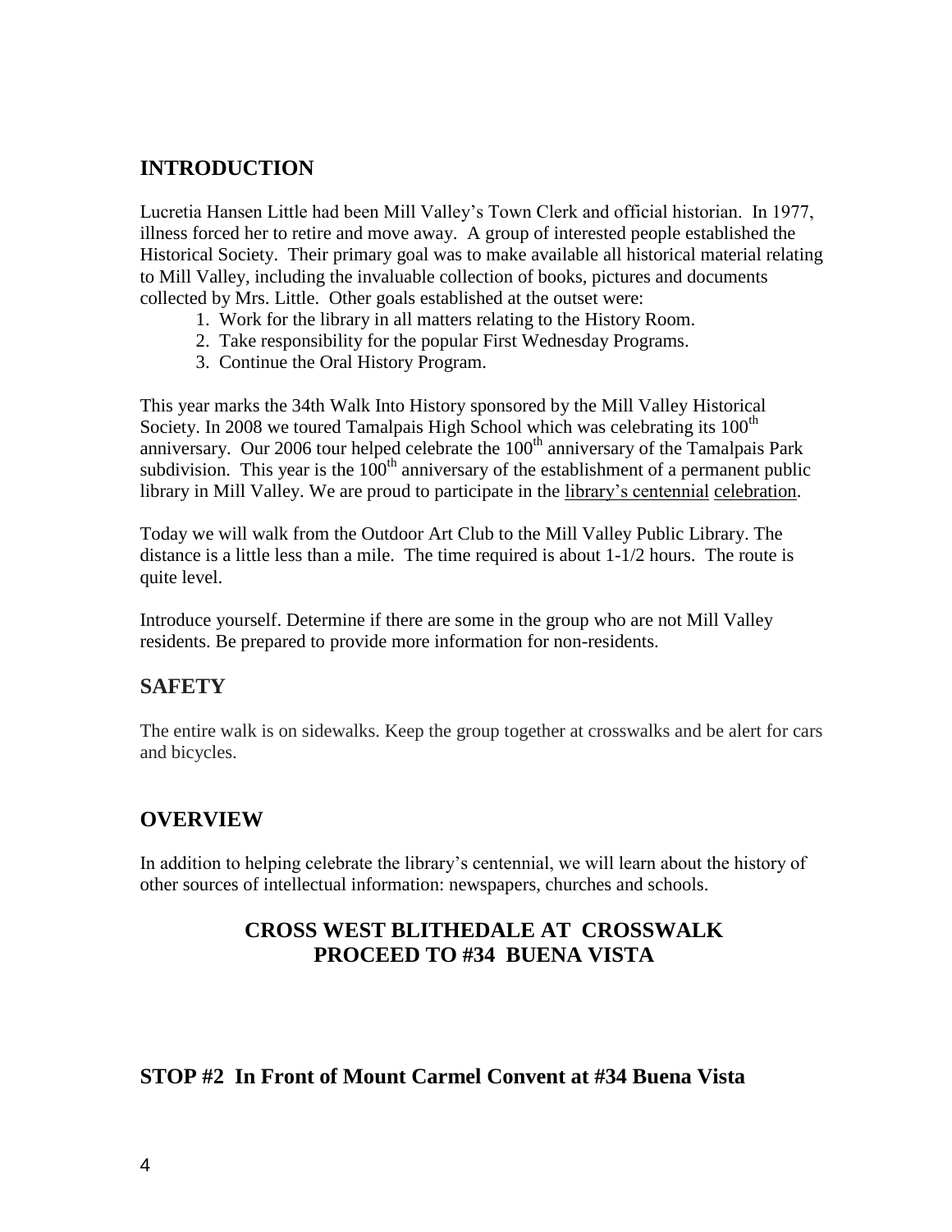## INTRODUCTION

Lucretia Hansen Little had been Mill Valley's Town Clerk and official historian. In 1977, illness forced her to retire and move away. A group of interested people established the Historical Society. Their primary goal was to make available all historical material relating to Mill Valley, including the invaluable collection of books, pictures and documents collected by Mrs. Little. Other goals established at the outset were:

1. Work for the library in all matters relating to the History Room.
2. Take responsibility for the popular First Wednesday Programs.
3. Continue the Oral History Program.

This year marks the 34th Walk Into History sponsored by the Mill Valley Historical Society. In 2008 we toured Tamalpais High School which was celebrating its 100th anniversary. Our 2006 tour helped celebrate the 100th anniversary of the Tamalpais Park subdivision. This year is the 100th anniversary of the establishment of a permanent public library in Mill Valley. We are proud to participate in the library's centennial celebration.

Today we will walk from the Outdoor Art Club to the Mill Valley Public Library. The distance is a little less than a mile. The time required is about 1-1/2 hours. The route is quite level.

Introduce yourself. Determine if there are some in the group who are not Mill Valley residents. Be prepared to provide more information for non-residents.

## SAFETY

The entire walk is on sidewalks. Keep the group together at crosswalks and be alert for cars and bicycles.

## OVERVIEW

In addition to helping celebrate the library's centennial, we will learn about the history of other sources of intellectual information: newspapers, churches and schools.

**CROSS WEST BLITHEDALE AT CROSSWALK**
**PROCEED TO #34 BUENA VISTA**

## STOP #2 In Front of Mount Carmel Convent at #34 Buena Vista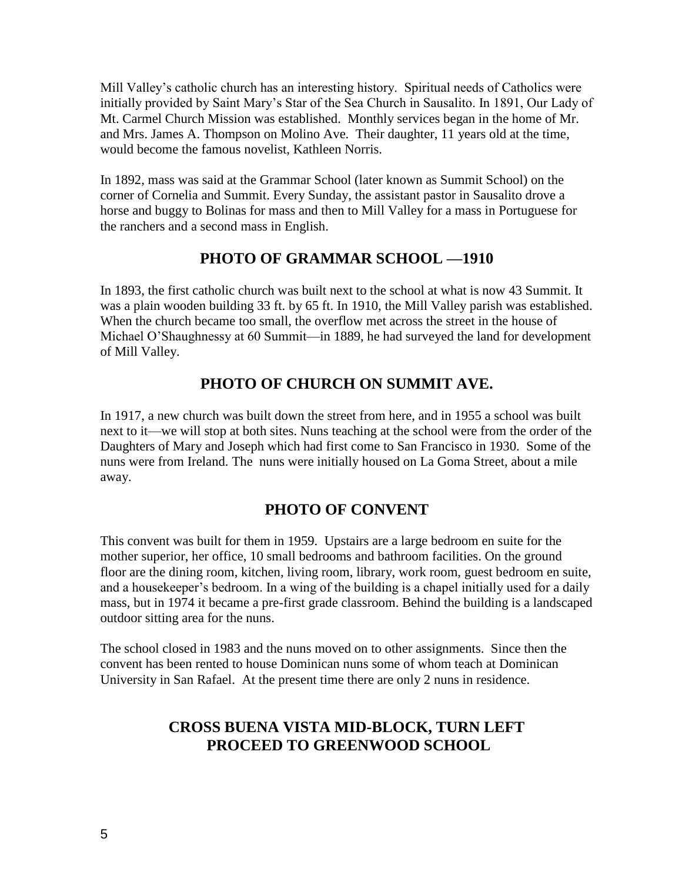Mill Valley's catholic church has an interesting history. Spiritual needs of Catholics were initially provided by Saint Mary's Star of the Sea Church in Sausalito. In 1891, Our Lady of Mt. Carmel Church Mission was established. Monthly services began in the home of Mr. and Mrs. James A. Thompson on Molino Ave. Their daughter, 11 years old at the time, would become the famous novelist, Kathleen Norris.

In 1892, mass was said at the Grammar School (later known as Summit School) on the corner of Cornelia and Summit. Every Sunday, the assistant pastor in Sausalito drove a horse and buggy to Bolinas for mass and then to Mill Valley for a mass in Portuguese for the ranchers and a second mass in English.

## PHOTO OF GRAMMAR SCHOOL —1910

In 1893, the first catholic church was built next to the school at what is now 43 Summit. It was a plain wooden building 33 ft. by 65 ft. In 1910, the Mill Valley parish was established. When the church became too small, the overflow met across the street in the house of Michael O'Shaughnessy at 60 Summit—in 1889, he had surveyed the land for development of Mill Valley.

## PHOTO OF CHURCH ON SUMMIT AVE.

In 1917, a new church was built down the street from here, and in 1955 a school was built next to it—we will stop at both sites. Nuns teaching at the school were from the order of the Daughters of Mary and Joseph which had first come to San Francisco in 1930. Some of the nuns were from Ireland. The nuns were initially housed on La Goma Street, about a mile away.

## PHOTO OF CONVENT

This convent was built for them in 1959. Upstairs are a large bedroom en suite for the mother superior, her office, 10 small bedrooms and bathroom facilities. On the ground floor are the dining room, kitchen, living room, library, work room, guest bedroom en suite, and a housekeeper's bedroom. In a wing of the building is a chapel initially used for a daily mass, but in 1974 it became a pre-first grade classroom. Behind the building is a landscaped outdoor sitting area for the nuns.

The school closed in 1983 and the nuns moved on to other assignments. Since then the convent has been rented to house Dominican nuns some of whom teach at Dominican University in San Rafael. At the present time there are only 2 nuns in residence.

## CROSS BUENA VISTA MID-BLOCK, TURN LEFT PROCEED TO GREENWOOD SCHOOL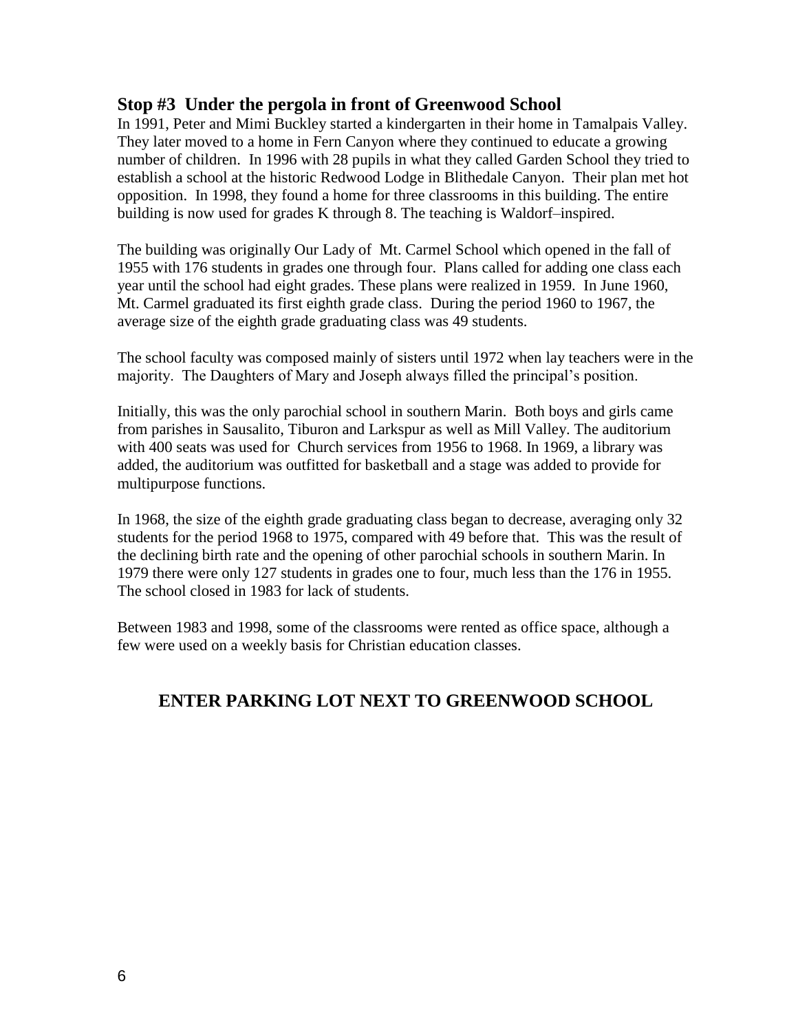## Stop #3 Under the pergola in front of Greenwood School

In 1991, Peter and Mimi Buckley started a kindergarten in their home in Tamalpais Valley. They later moved to a home in Fern Canyon where they continued to educate a growing number of children. In 1996 with 28 pupils in what they called Garden School they tried to establish a school at the historic Redwood Lodge in Blithedale Canyon. Their plan met hot opposition. In 1998, they found a home for three classrooms in this building. The entire building is now used for grades K through 8. The teaching is Waldorf–inspired.

The building was originally Our Lady of Mt. Carmel School which opened in the fall of 1955 with 176 students in grades one through four. Plans called for adding one class each year until the school had eight grades. These plans were realized in 1959. In June 1960, Mt. Carmel graduated its first eighth grade class. During the period 1960 to 1967, the average size of the eighth grade graduating class was 49 students.

The school faculty was composed mainly of sisters until 1972 when lay teachers were in the majority. The Daughters of Mary and Joseph always filled the principal's position.

Initially, this was the only parochial school in southern Marin. Both boys and girls came from parishes in Sausalito, Tiburon and Larkspur as well as Mill Valley. The auditorium with 400 seats was used for Church services from 1956 to 1968. In 1969, a library was added, the auditorium was outfitted for basketball and a stage was added to provide for multipurpose functions.

In 1968, the size of the eighth grade graduating class began to decrease, averaging only 32 students for the period 1968 to 1975, compared with 49 before that. This was the result of the declining birth rate and the opening of other parochial schools in southern Marin. In 1979 there were only 127 students in grades one to four, much less than the 176 in 1955. The school closed in 1983 for lack of students.

Between 1983 and 1998, some of the classrooms were rented as office space, although a few were used on a weekly basis for Christian education classes.

### ENTER PARKING LOT NEXT TO GREENWOOD SCHOOL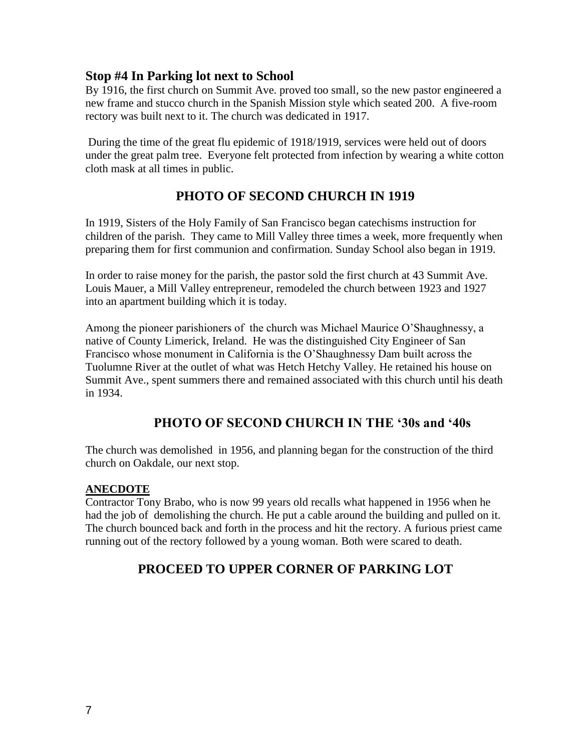## Stop #4 In Parking lot next to School

By 1916, the first church on Summit Ave. proved too small, so the new pastor engineered a new frame and stucco church in the Spanish Mission style which seated 200. A five-room rectory was built next to it. The church was dedicated in 1917.

During the time of the great flu epidemic of 1918/1919, services were held out of doors under the great palm tree. Everyone felt protected from infection by wearing a white cotton cloth mask at all times in public.

### PHOTO OF SECOND CHURCH IN 1919

In 1919, Sisters of the Holy Family of San Francisco began catechisms instruction for children of the parish. They came to Mill Valley three times a week, more frequently when preparing them for first communion and confirmation. Sunday School also began in 1919.

In order to raise money for the parish, the pastor sold the first church at 43 Summit Ave. Louis Mauer, a Mill Valley entrepreneur, remodeled the church between 1923 and 1927 into an apartment building which it is today.

Among the pioneer parishioners of the church was Michael Maurice O'Shaughnessy, a native of County Limerick, Ireland. He was the distinguished City Engineer of San Francisco whose monument in California is the O'Shaughnessy Dam built across the Tuolumne River at the outlet of what was Hetch Hetchy Valley. He retained his house on Summit Ave., spent summers there and remained associated with this church until his death in 1934.

### PHOTO OF SECOND CHURCH IN THE '30s and '40s

The church was demolished in 1956, and planning began for the construction of the third church on Oakdale, our next stop.

**ANECDOTE**

Contractor Tony Brabo, who is now 99 years old recalls what happened in 1956 when he had the job of demolishing the church. He put a cable around the building and pulled on it. The church bounced back and forth in the process and hit the rectory. A furious priest came running out of the rectory followed by a young woman. Both were scared to death.

### PROCEED TO UPPER CORNER OF PARKING LOT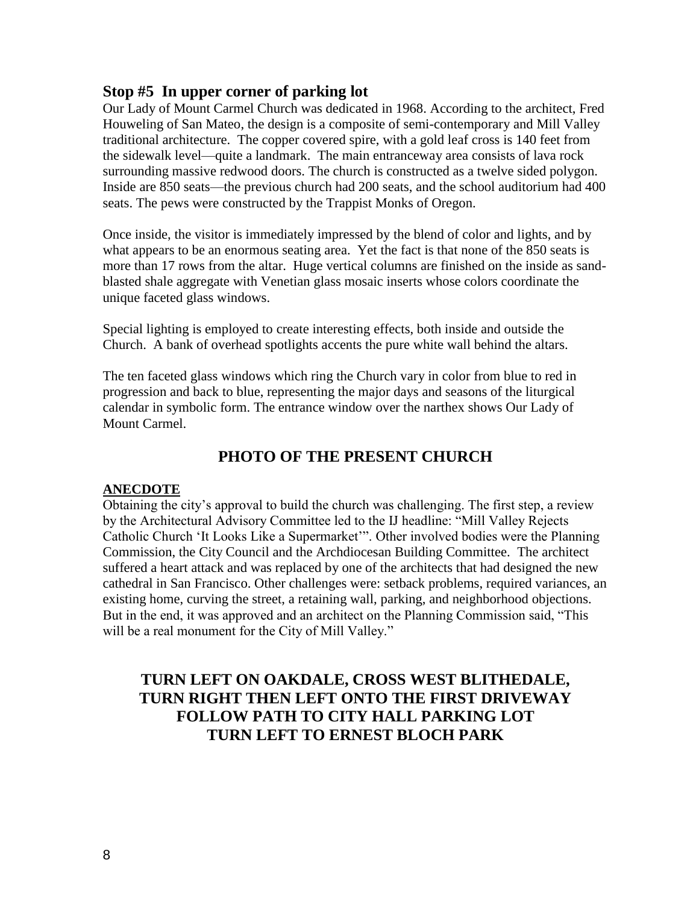## Stop #5 In upper corner of parking lot

Our Lady of Mount Carmel Church was dedicated in 1968. According to the architect, Fred Houweling of San Mateo, the design is a composite of semi-contemporary and Mill Valley traditional architecture. The copper covered spire, with a gold leaf cross is 140 feet from the sidewalk level—quite a landmark. The main entranceway area consists of lava rock surrounding massive redwood doors. The church is constructed as a twelve sided polygon. Inside are 850 seats—the previous church had 200 seats, and the school auditorium had 400 seats. The pews were constructed by the Trappist Monks of Oregon.

Once inside, the visitor is immediately impressed by the blend of color and lights, and by what appears to be an enormous seating area. Yet the fact is that none of the 850 seats is more than 17 rows from the altar. Huge vertical columns are finished on the inside as sand-blasted shale aggregate with Venetian glass mosaic inserts whose colors coordinate the unique faceted glass windows.

Special lighting is employed to create interesting effects, both inside and outside the Church. A bank of overhead spotlights accents the pure white wall behind the altars.

The ten faceted glass windows which ring the Church vary in color from blue to red in progression and back to blue, representing the major days and seasons of the liturgical calendar in symbolic form. The entrance window over the narthex shows Our Lady of Mount Carmel.

### PHOTO OF THE PRESENT CHURCH

**ANECDOTE**

Obtaining the city's approval to build the church was challenging. The first step, a review by the Architectural Advisory Committee led to the IJ headline: "Mill Valley Rejects Catholic Church 'It Looks Like a Supermarket'". Other involved bodies were the Planning Commission, the City Council and the Archdiocesan Building Committee. The architect suffered a heart attack and was replaced by one of the architects that had designed the new cathedral in San Francisco. Other challenges were: setback problems, required variances, an existing home, curving the street, a retaining wall, parking, and neighborhood objections. But in the end, it was approved and an architect on the Planning Commission said, "This will be a real monument for the City of Mill Valley."

### TURN LEFT ON OAKDALE, CROSS WEST BLITHEDALE, TURN RIGHT THEN LEFT ONTO THE FIRST DRIVEWAY FOLLOW PATH TO CITY HALL PARKING LOT TURN LEFT TO ERNEST BLOCH PARK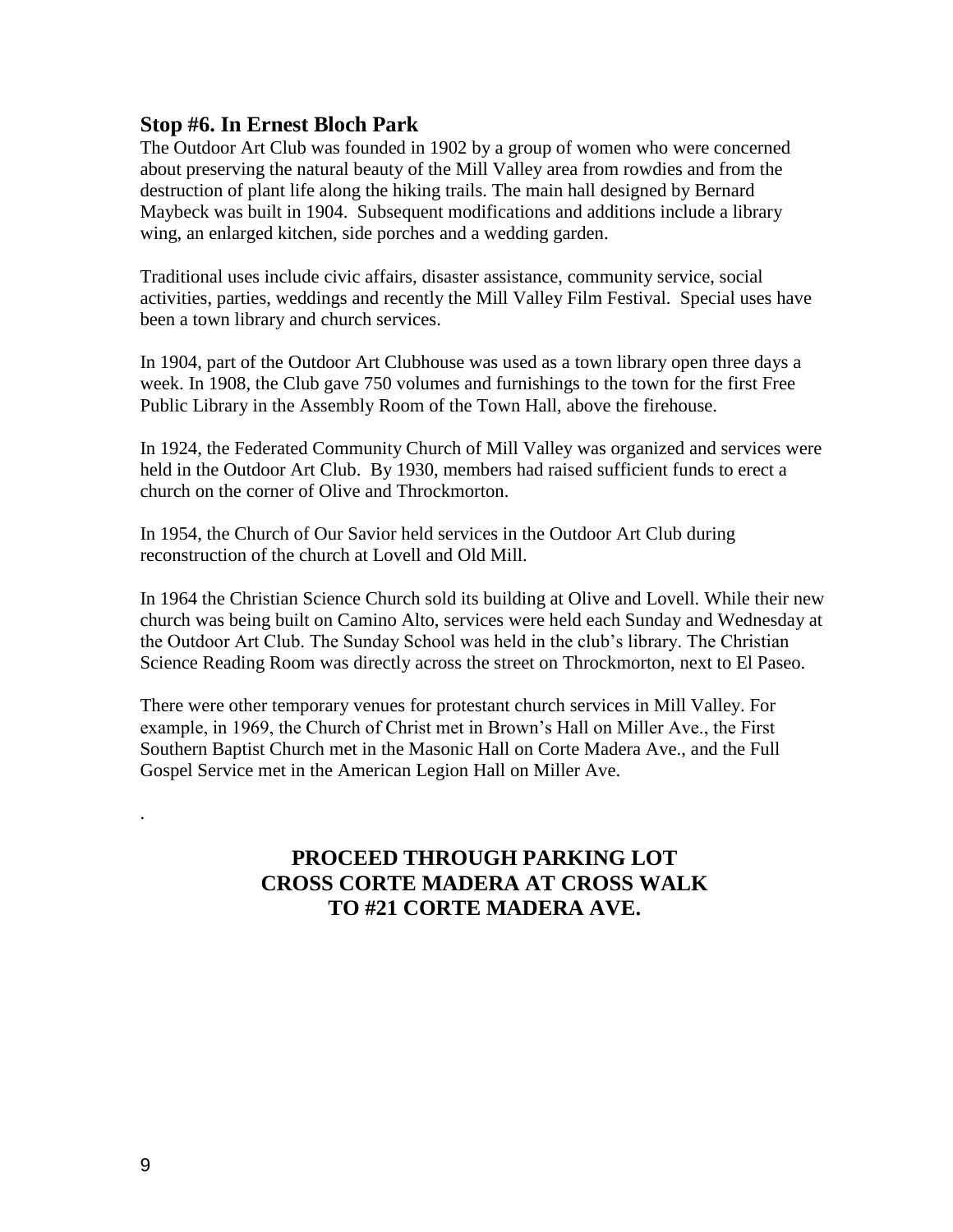### Stop #6. In Ernest Bloch Park

The Outdoor Art Club was founded in 1902 by a group of women who were concerned about preserving the natural beauty of the Mill Valley area from rowdies and from the destruction of plant life along the hiking trails. The main hall designed by Bernard Maybeck was built in 1904. Subsequent modifications and additions include a library wing, an enlarged kitchen, side porches and a wedding garden.

Traditional uses include civic affairs, disaster assistance, community service, social activities, parties, weddings and recently the Mill Valley Film Festival. Special uses have been a town library and church services.

In 1904, part of the Outdoor Art Clubhouse was used as a town library open three days a week. In 1908, the Club gave 750 volumes and furnishings to the town for the first Free Public Library in the Assembly Room of the Town Hall, above the firehouse.

In 1924, the Federated Community Church of Mill Valley was organized and services were held in the Outdoor Art Club. By 1930, members had raised sufficient funds to erect a church on the corner of Olive and Throckmorton.

In 1954, the Church of Our Savior held services in the Outdoor Art Club during reconstruction of the church at Lovell and Old Mill.

In 1964 the Christian Science Church sold its building at Olive and Lovell. While their new church was being built on Camino Alto, services were held each Sunday and Wednesday at the Outdoor Art Club. The Sunday School was held in the club's library. The Christian Science Reading Room was directly across the street on Throckmorton, next to El Paseo.

There were other temporary venues for protestant church services in Mill Valley. For example, in 1969, the Church of Christ met in Brown's Hall on Miller Ave., the First Southern Baptist Church met in the Masonic Hall on Corte Madera Ave., and the Full Gospel Service met in the American Legion Hall on Miller Ave.

.

**PROCEED THROUGH PARKING LOT**
**CROSS CORTE MADERA AT CROSS WALK**
**TO #21 CORTE MADERA AVE.**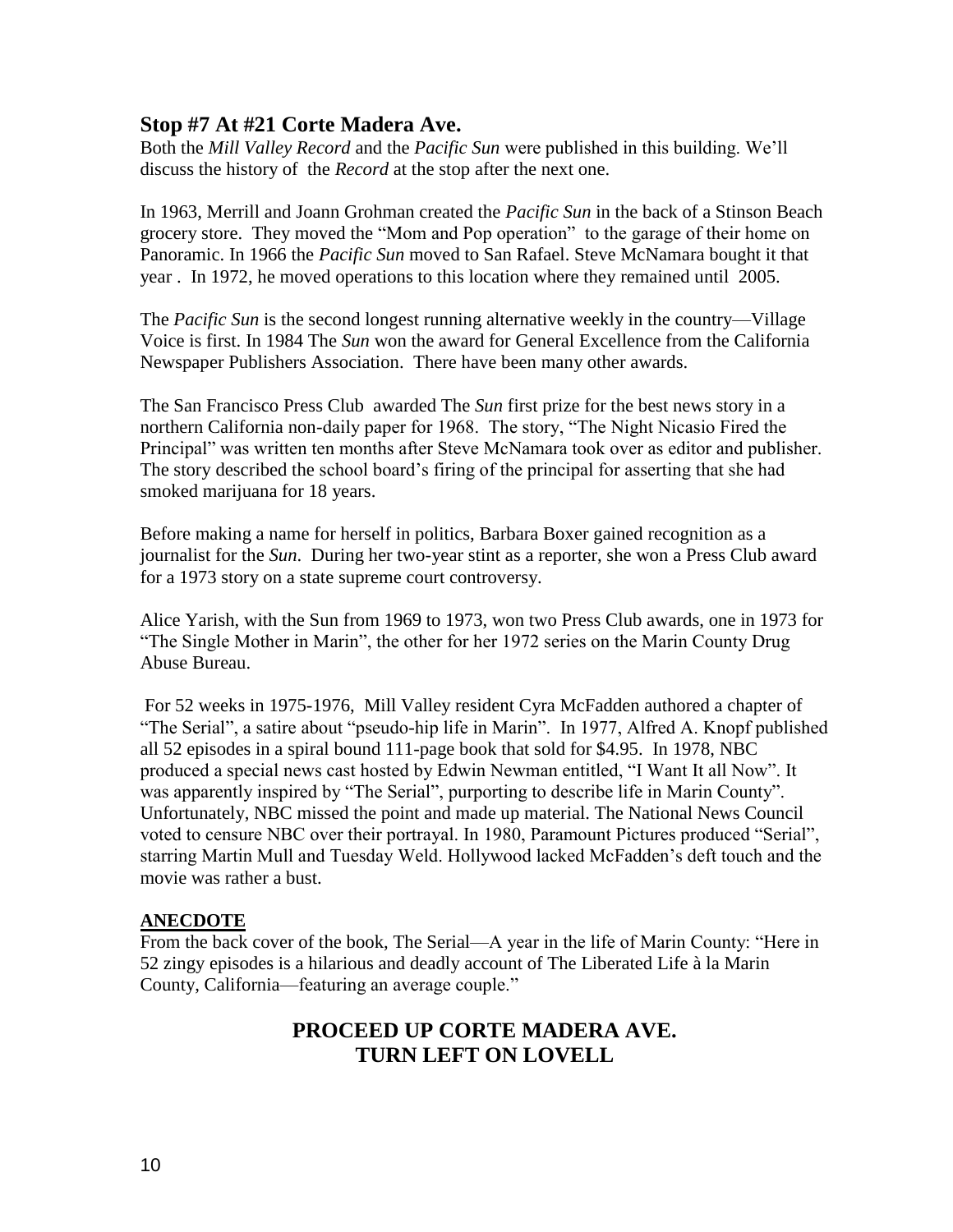## Stop #7 At #21 Corte Madera Ave.

Both the *Mill Valley Record* and the *Pacific Sun* were published in this building. We'll discuss the history of the *Record* at the stop after the next one.

In 1963, Merrill and Joann Grohman created the *Pacific Sun* in the back of a Stinson Beach grocery store. They moved the "Mom and Pop operation" to the garage of their home on Panoramic. In 1966 the *Pacific Sun* moved to San Rafael. Steve McNamara bought it that year . In 1972, he moved operations to this location where they remained until 2005.

The *Pacific Sun* is the second longest running alternative weekly in the country—Village Voice is first. In 1984 The *Sun* won the award for General Excellence from the California Newspaper Publishers Association. There have been many other awards.

The San Francisco Press Club awarded The *Sun* first prize for the best news story in a northern California non-daily paper for 1968. The story, "The Night Nicasio Fired the Principal" was written ten months after Steve McNamara took over as editor and publisher. The story described the school board's firing of the principal for asserting that she had smoked marijuana for 18 years.

Before making a name for herself in politics, Barbara Boxer gained recognition as a journalist for the *Sun*. During her two-year stint as a reporter, she won a Press Club award for a 1973 story on a state supreme court controversy.

Alice Yarish, with the Sun from 1969 to 1973, won two Press Club awards, one in 1973 for "The Single Mother in Marin", the other for her 1972 series on the Marin County Drug Abuse Bureau.

For 52 weeks in 1975-1976, Mill Valley resident Cyra McFadden authored a chapter of "The Serial", a satire about "pseudo-hip life in Marin". In 1977, Alfred A. Knopf published all 52 episodes in a spiral bound 111-page book that sold for $4.95. In 1978, NBC produced a special news cast hosted by Edwin Newman entitled, "I Want It all Now". It was apparently inspired by "The Serial", purporting to describe life in Marin County". Unfortunately, NBC missed the point and made up material. The National News Council voted to censure NBC over their portrayal. In 1980, Paramount Pictures produced "Serial", starring Martin Mull and Tuesday Weld. Hollywood lacked McFadden's deft touch and the movie was rather a bust.

**ANECDOTE**

From the back cover of the book, The Serial—A year in the life of Marin County: "Here in 52 zingy episodes is a hilarious and deadly account of The Liberated Life à la Marin County, California—featuring an average couple."

**PROCEED UP CORTE MADERA AVE.**
**TURN LEFT ON LOVELL**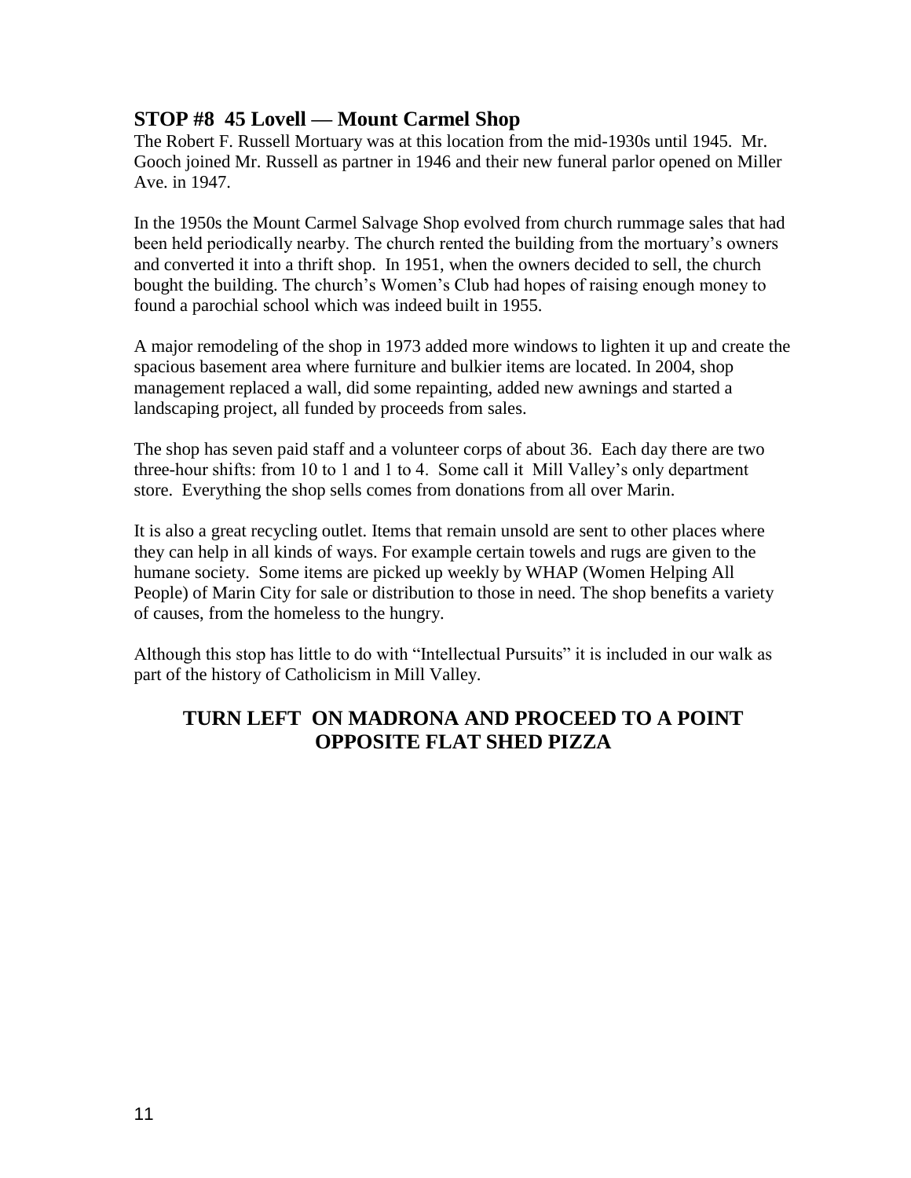## STOP #8 45 Lovell — Mount Carmel Shop

The Robert F. Russell Mortuary was at this location from the mid-1930s until 1945. Mr. Gooch joined Mr. Russell as partner in 1946 and their new funeral parlor opened on Miller Ave. in 1947.

In the 1950s the Mount Carmel Salvage Shop evolved from church rummage sales that had been held periodically nearby. The church rented the building from the mortuary's owners and converted it into a thrift shop. In 1951, when the owners decided to sell, the church bought the building. The church's Women's Club had hopes of raising enough money to found a parochial school which was indeed built in 1955.

A major remodeling of the shop in 1973 added more windows to lighten it up and create the spacious basement area where furniture and bulkier items are located. In 2004, shop management replaced a wall, did some repainting, added new awnings and started a landscaping project, all funded by proceeds from sales.

The shop has seven paid staff and a volunteer corps of about 36. Each day there are two three-hour shifts: from 10 to 1 and 1 to 4. Some call it Mill Valley's only department store. Everything the shop sells comes from donations from all over Marin.

It is also a great recycling outlet. Items that remain unsold are sent to other places where they can help in all kinds of ways. For example certain towels and rugs are given to the humane society. Some items are picked up weekly by WHAP (Women Helping All People) of Marin City for sale or distribution to those in need. The shop benefits a variety of causes, from the homeless to the hungry.

Although this stop has little to do with "Intellectual Pursuits" it is included in our walk as part of the history of Catholicism in Mill Valley.

### TURN LEFT ON MADRONA AND PROCEED TO A POINT OPPOSITE FLAT SHED PIZZA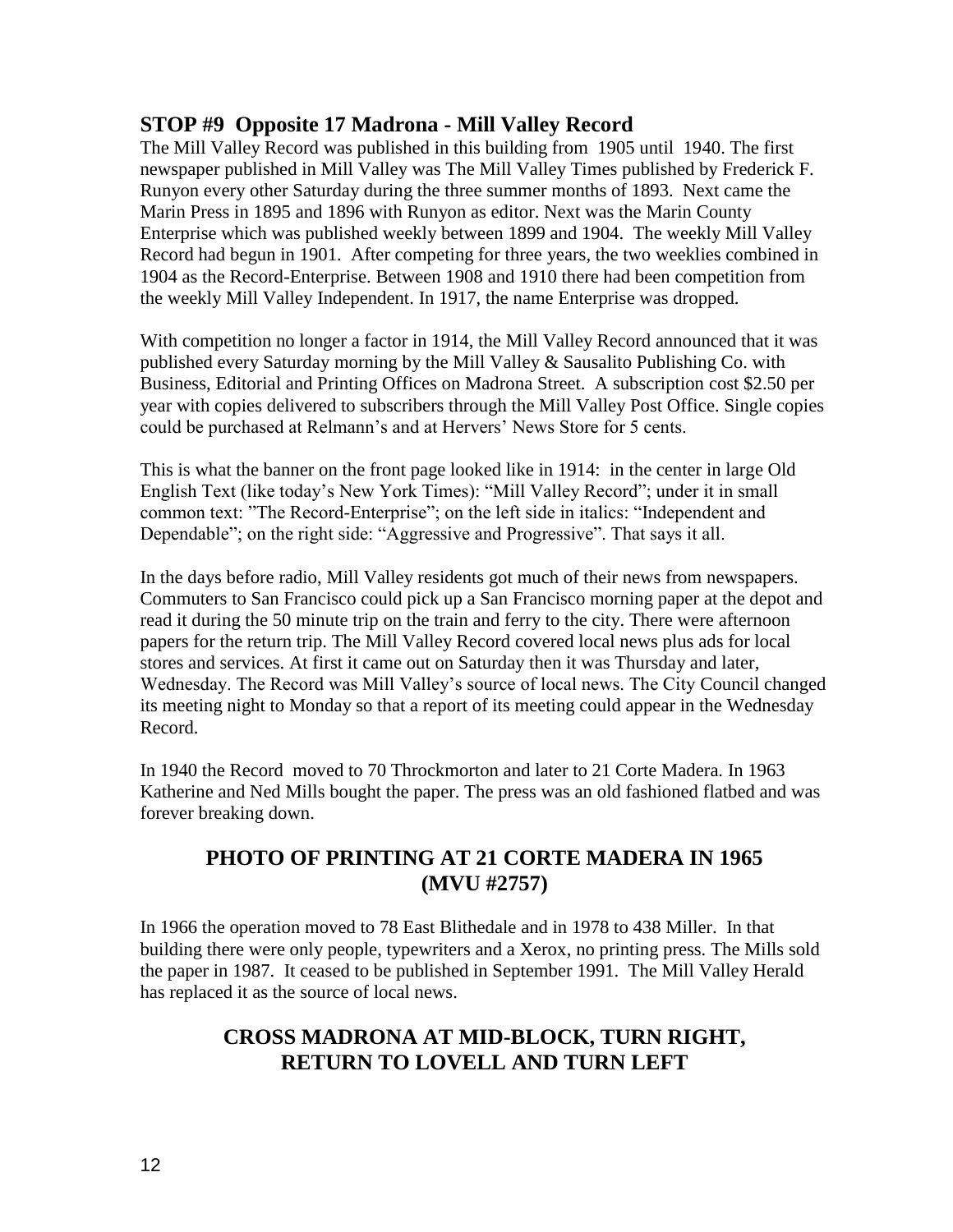## STOP #9 Opposite 17 Madrona - Mill Valley Record

The Mill Valley Record was published in this building from 1905 until 1940. The first newspaper published in Mill Valley was The Mill Valley Times published by Frederick F. Runyon every other Saturday during the three summer months of 1893. Next came the Marin Press in 1895 and 1896 with Runyon as editor. Next was the Marin County Enterprise which was published weekly between 1899 and 1904. The weekly Mill Valley Record had begun in 1901. After competing for three years, the two weeklies combined in 1904 as the Record-Enterprise. Between 1908 and 1910 there had been competition from the weekly Mill Valley Independent. In 1917, the name Enterprise was dropped.

With competition no longer a factor in 1914, the Mill Valley Record announced that it was published every Saturday morning by the Mill Valley & Sausalito Publishing Co. with Business, Editorial and Printing Offices on Madrona Street. A subscription cost $2.50 per year with copies delivered to subscribers through the Mill Valley Post Office. Single copies could be purchased at Relmann's and at Hervers' News Store for 5 cents.

This is what the banner on the front page looked like in 1914: in the center in large Old English Text (like today's New York Times): "Mill Valley Record"; under it in small common text: "The Record-Enterprise"; on the left side in italics: "Independent and Dependable"; on the right side: "Aggressive and Progressive". That says it all.

In the days before radio, Mill Valley residents got much of their news from newspapers. Commuters to San Francisco could pick up a San Francisco morning paper at the depot and read it during the 50 minute trip on the train and ferry to the city. There were afternoon papers for the return trip. The Mill Valley Record covered local news plus ads for local stores and services. At first it came out on Saturday then it was Thursday and later, Wednesday. The Record was Mill Valley's source of local news. The City Council changed its meeting night to Monday so that a report of its meeting could appear in the Wednesday Record.

In 1940 the Record moved to 70 Throckmorton and later to 21 Corte Madera. In 1963 Katherine and Ned Mills bought the paper. The press was an old fashioned flatbed and was forever breaking down.

### PHOTO OF PRINTING AT 21 CORTE MADERA IN 1965 (MVU #2757)

In 1966 the operation moved to 78 East Blithedale and in 1978 to 438 Miller. In that building there were only people, typewriters and a Xerox, no printing press. The Mills sold the paper in 1987. It ceased to be published in September 1991. The Mill Valley Herald has replaced it as the source of local news.

### CROSS MADRONA AT MID-BLOCK, TURN RIGHT, RETURN TO LOVELL AND TURN LEFT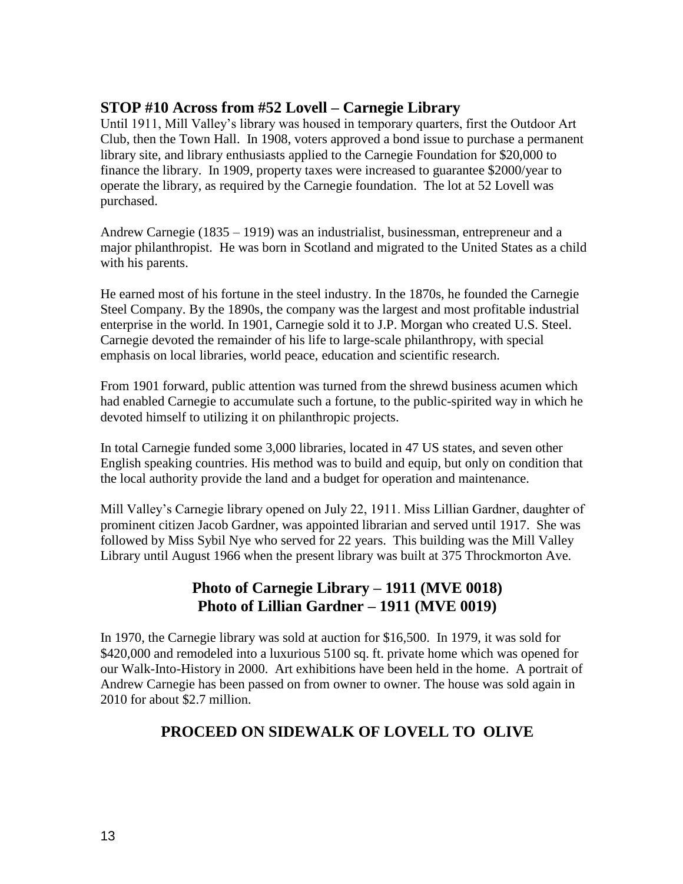## STOP #10 Across from #52 Lovell – Carnegie Library

Until 1911, Mill Valley's library was housed in temporary quarters, first the Outdoor Art Club, then the Town Hall. In 1908, voters approved a bond issue to purchase a permanent library site, and library enthusiasts applied to the Carnegie Foundation for $20,000 to finance the library. In 1909, property taxes were increased to guarantee $2000/year to operate the library, as required by the Carnegie foundation. The lot at 52 Lovell was purchased.

Andrew Carnegie (1835 – 1919) was an industrialist, businessman, entrepreneur and a major philanthropist. He was born in Scotland and migrated to the United States as a child with his parents.

He earned most of his fortune in the steel industry. In the 1870s, he founded the Carnegie Steel Company. By the 1890s, the company was the largest and most profitable industrial enterprise in the world. In 1901, Carnegie sold it to J.P. Morgan who created U.S. Steel. Carnegie devoted the remainder of his life to large-scale philanthropy, with special emphasis on local libraries, world peace, education and scientific research.

From 1901 forward, public attention was turned from the shrewd business acumen which had enabled Carnegie to accumulate such a fortune, to the public-spirited way in which he devoted himself to utilizing it on philanthropic projects.

In total Carnegie funded some 3,000 libraries, located in 47 US states, and seven other English speaking countries. His method was to build and equip, but only on condition that the local authority provide the land and a budget for operation and maintenance.

Mill Valley's Carnegie library opened on July 22, 1911. Miss Lillian Gardner, daughter of prominent citizen Jacob Gardner, was appointed librarian and served until 1917. She was followed by Miss Sybil Nye who served for 22 years. This building was the Mill Valley Library until August 1966 when the present library was built at 375 Throckmorton Ave.

**Photo of Carnegie Library – 1911 (MVE 0018)**
**Photo of Lillian Gardner – 1911 (MVE 0019)**

In 1970, the Carnegie library was sold at auction for $16,500. In 1979, it was sold for $420,000 and remodeled into a luxurious 5100 sq. ft. private home which was opened for our Walk-Into-History in 2000. Art exhibitions have been held in the home. A portrait of Andrew Carnegie has been passed on from owner to owner. The house was sold again in 2010 for about $2.7 million.

**PROCEED ON SIDEWALK OF LOVELL TO OLIVE**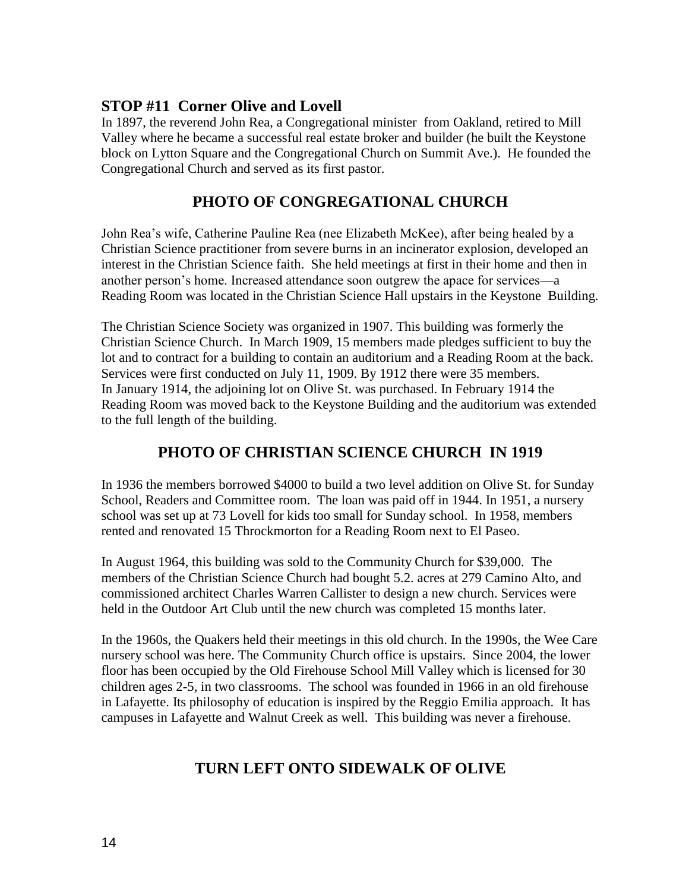## STOP #11 Corner Olive and Lovell

In 1897, the reverend John Rea, a Congregational minister from Oakland, retired to Mill Valley where he became a successful real estate broker and builder (he built the Keystone block on Lytton Square and the Congregational Church on Summit Ave.). He founded the Congregational Church and served as its first pastor.

### PHOTO OF CONGREGATIONAL CHURCH

John Rea's wife, Catherine Pauline Rea (nee Elizabeth McKee), after being healed by a Christian Science practitioner from severe burns in an incinerator explosion, developed an interest in the Christian Science faith. She held meetings at first in their home and then in another person's home. Increased attendance soon outgrew the apace for services—a Reading Room was located in the Christian Science Hall upstairs in the Keystone Building.

The Christian Science Society was organized in 1907. This building was formerly the Christian Science Church. In March 1909, 15 members made pledges sufficient to buy the lot and to contract for a building to contain an auditorium and a Reading Room at the back. Services were first conducted on July 11, 1909. By 1912 there were 35 members. In January 1914, the adjoining lot on Olive St. was purchased. In February 1914 the Reading Room was moved back to the Keystone Building and the auditorium was extended to the full length of the building.

### PHOTO OF CHRISTIAN SCIENCE CHURCH IN 1919

In 1936 the members borrowed $4000 to build a two level addition on Olive St. for Sunday School, Readers and Committee room. The loan was paid off in 1944. In 1951, a nursery school was set up at 73 Lovell for kids too small for Sunday school. In 1958, members rented and renovated 15 Throckmorton for a Reading Room next to El Paseo.

In August 1964, this building was sold to the Community Church for $39,000. The members of the Christian Science Church had bought 5.2. acres at 279 Camino Alto, and commissioned architect Charles Warren Callister to design a new church. Services were held in the Outdoor Art Club until the new church was completed 15 months later.

In the 1960s, the Quakers held their meetings in this old church. In the 1990s, the Wee Care nursery school was here. The Community Church office is upstairs. Since 2004, the lower floor has been occupied by the Old Firehouse School Mill Valley which is licensed for 30 children ages 2-5, in two classrooms. The school was founded in 1966 in an old firehouse in Lafayette. Its philosophy of education is inspired by the Reggio Emilia approach. It has campuses in Lafayette and Walnut Creek as well. This building was never a firehouse.

### TURN LEFT ONTO SIDEWALK OF OLIVE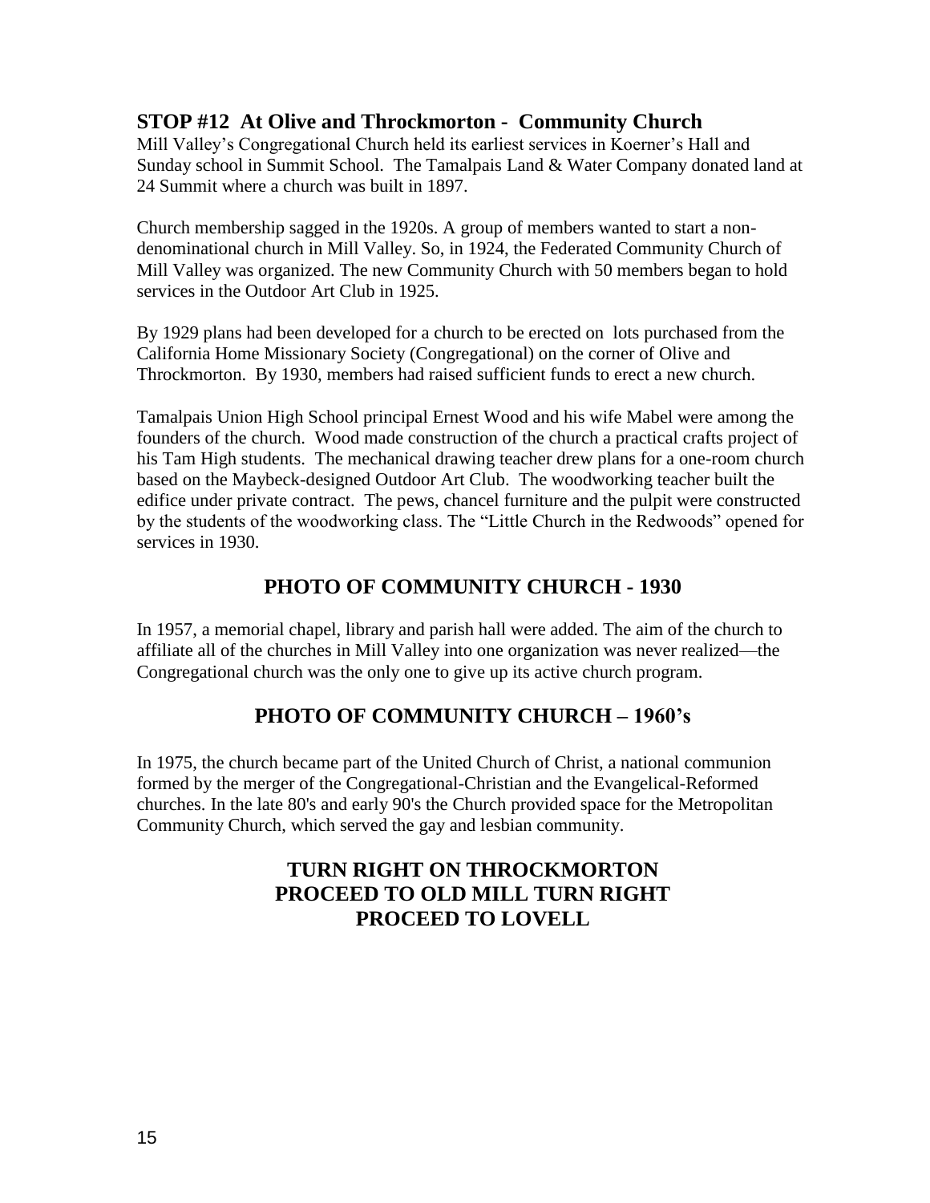## STOP #12 At Olive and Throckmorton - Community Church

Mill Valley's Congregational Church held its earliest services in Koerner's Hall and Sunday school in Summit School. The Tamalpais Land & Water Company donated land at 24 Summit where a church was built in 1897.

Church membership sagged in the 1920s. A group of members wanted to start a non-denominational church in Mill Valley. So, in 1924, the Federated Community Church of Mill Valley was organized. The new Community Church with 50 members began to hold services in the Outdoor Art Club in 1925.

By 1929 plans had been developed for a church to be erected on lots purchased from the California Home Missionary Society (Congregational) on the corner of Olive and Throckmorton. By 1930, members had raised sufficient funds to erect a new church.

Tamalpais Union High School principal Ernest Wood and his wife Mabel were among the founders of the church. Wood made construction of the church a practical crafts project of his Tam High students. The mechanical drawing teacher drew plans for a one-room church based on the Maybeck-designed Outdoor Art Club. The woodworking teacher built the edifice under private contract. The pews, chancel furniture and the pulpit were constructed by the students of the woodworking class. The "Little Church in the Redwoods" opened for services in 1930.

**PHOTO OF COMMUNITY CHURCH - 1930**

In 1957, a memorial chapel, library and parish hall were added. The aim of the church to affiliate all of the churches in Mill Valley into one organization was never realized—the Congregational church was the only one to give up its active church program.

**PHOTO OF COMMUNITY CHURCH – 1960's**

In 1975, the church became part of the United Church of Christ, a national communion formed by the merger of the Congregational-Christian and the Evangelical-Reformed churches. In the late 80's and early 90's the Church provided space for the Metropolitan Community Church, which served the gay and lesbian community.

**TURN RIGHT ON THROCKMORTON**
**PROCEED TO OLD MILL TURN RIGHT**
**PROCEED TO LOVELL**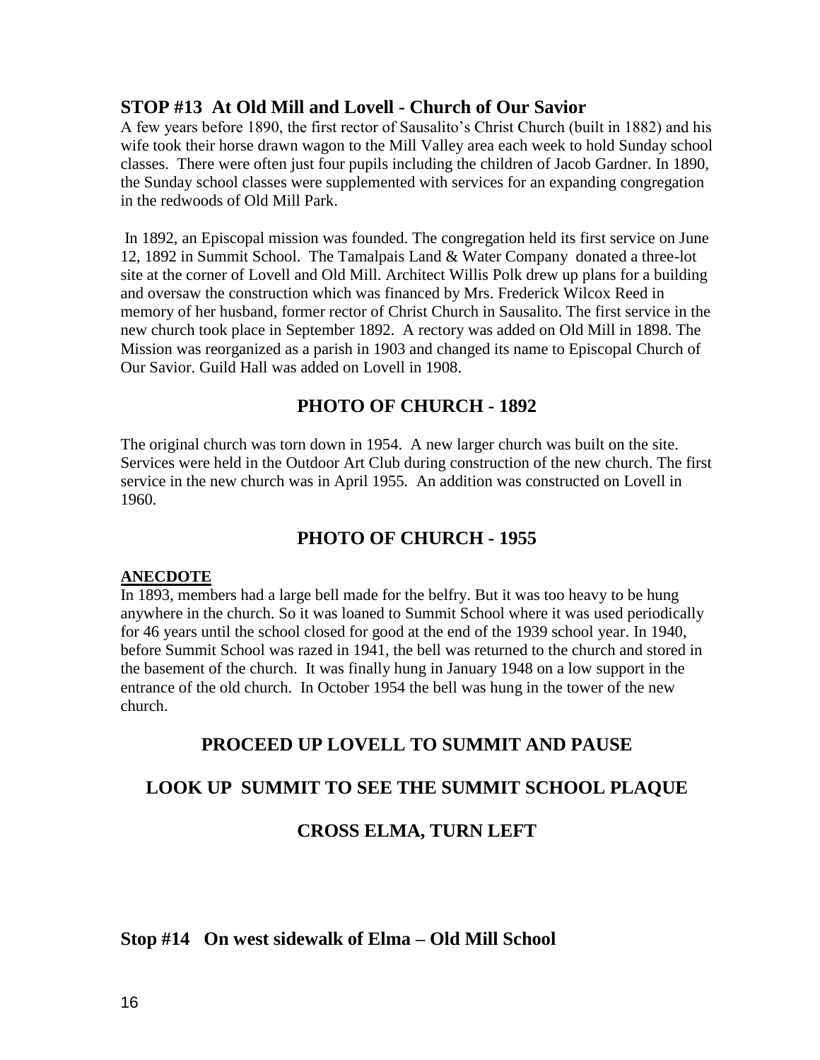## STOP #13 At Old Mill and Lovell - Church of Our Savior

A few years before 1890, the first rector of Sausalito's Christ Church (built in 1882) and his wife took their horse drawn wagon to the Mill Valley area each week to hold Sunday school classes. There were often just four pupils including the children of Jacob Gardner. In 1890, the Sunday school classes were supplemented with services for an expanding congregation in the redwoods of Old Mill Park.

In 1892, an Episcopal mission was founded. The congregation held its first service on June 12, 1892 in Summit School. The Tamalpais Land & Water Company donated a three-lot site at the corner of Lovell and Old Mill. Architect Willis Polk drew up plans for a building and oversaw the construction which was financed by Mrs. Frederick Wilcox Reed in memory of her husband, former rector of Christ Church in Sausalito. The first service in the new church took place in September 1892. A rectory was added on Old Mill in 1898. The Mission was reorganized as a parish in 1903 and changed its name to Episcopal Church of Our Savior. Guild Hall was added on Lovell in 1908.

### PHOTO OF CHURCH - 1892

The original church was torn down in 1954. A new larger church was built on the site. Services were held in the Outdoor Art Club during construction of the new church. The first service in the new church was in April 1955. An addition was constructed on Lovell in 1960.

### PHOTO OF CHURCH - 1955

**ANECDOTE**

In 1893, members had a large bell made for the belfry. But it was too heavy to be hung anywhere in the church. So it was loaned to Summit School where it was used periodically for 46 years until the school closed for good at the end of the 1939 school year. In 1940, before Summit School was razed in 1941, the bell was returned to the church and stored in the basement of the church. It was finally hung in January 1948 on a low support in the entrance of the old church. In October 1954 the bell was hung in the tower of the new church.

### PROCEED UP LOVELL TO SUMMIT AND PAUSE

### LOOK UP SUMMIT TO SEE THE SUMMIT SCHOOL PLAQUE

### CROSS ELMA, TURN LEFT

## Stop #14 On west sidewalk of Elma – Old Mill School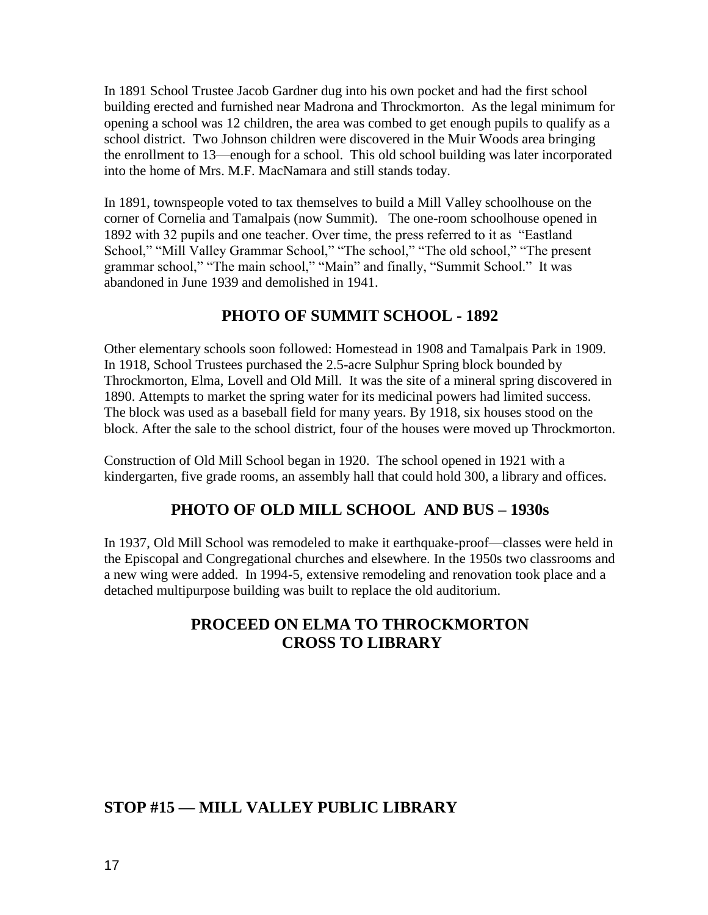In 1891 School Trustee Jacob Gardner dug into his own pocket and had the first school building erected and furnished near Madrona and Throckmorton. As the legal minimum for opening a school was 12 children, the area was combed to get enough pupils to qualify as a school district. Two Johnson children were discovered in the Muir Woods area bringing the enrollment to 13—enough for a school. This old school building was later incorporated into the home of Mrs. M.F. MacNamara and still stands today.

In 1891, townspeople voted to tax themselves to build a Mill Valley schoolhouse on the corner of Cornelia and Tamalpais (now Summit). The one-room schoolhouse opened in 1892 with 32 pupils and one teacher. Over time, the press referred to it as "Eastland School," "Mill Valley Grammar School," "The school," "The old school," "The present grammar school," "The main school," "Main" and finally, "Summit School." It was abandoned in June 1939 and demolished in 1941.

## PHOTO OF SUMMIT SCHOOL - 1892

Other elementary schools soon followed: Homestead in 1908 and Tamalpais Park in 1909. In 1918, School Trustees purchased the 2.5-acre Sulphur Spring block bounded by Throckmorton, Elma, Lovell and Old Mill. It was the site of a mineral spring discovered in 1890. Attempts to market the spring water for its medicinal powers had limited success. The block was used as a baseball field for many years. By 1918, six houses stood on the block. After the sale to the school district, four of the houses were moved up Throckmorton.

Construction of Old Mill School began in 1920. The school opened in 1921 with a kindergarten, five grade rooms, an assembly hall that could hold 300, a library and offices.

## PHOTO OF OLD MILL SCHOOL AND BUS – 1930s

In 1937, Old Mill School was remodeled to make it earthquake-proof—classes were held in the Episcopal and Congregational churches and elsewhere. In the 1950s two classrooms and a new wing were added. In 1994-5, extensive remodeling and renovation took place and a detached multipurpose building was built to replace the old auditorium.

## PROCEED ON ELMA TO THROCKMORTON
## CROSS TO LIBRARY

## STOP #15 — MILL VALLEY PUBLIC LIBRARY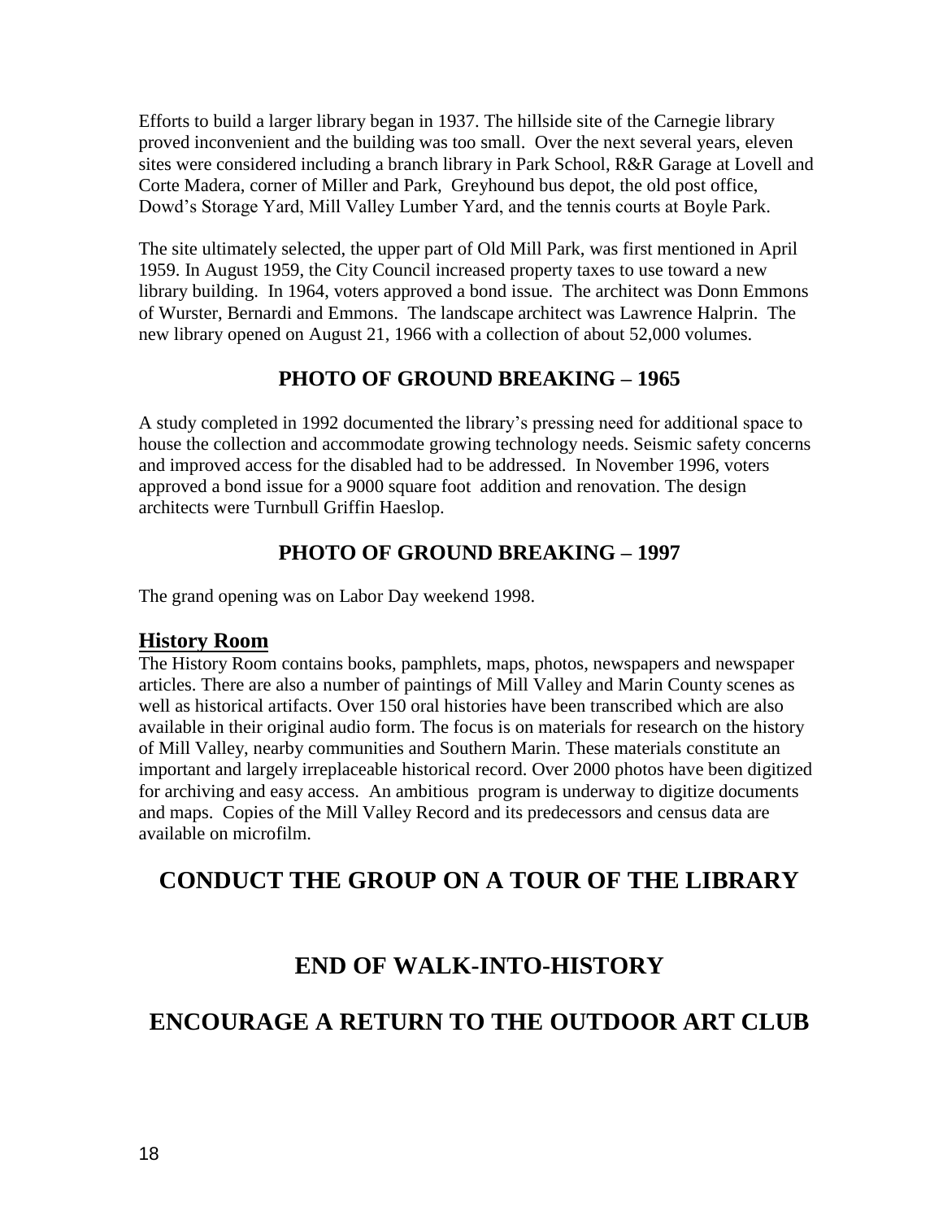Efforts to build a larger library began in 1937. The hillside site of the Carnegie library proved inconvenient and the building was too small. Over the next several years, eleven sites were considered including a branch library in Park School, R&R Garage at Lovell and Corte Madera, corner of Miller and Park, Greyhound bus depot, the old post office, Dowd's Storage Yard, Mill Valley Lumber Yard, and the tennis courts at Boyle Park.

The site ultimately selected, the upper part of Old Mill Park, was first mentioned in April 1959. In August 1959, the City Council increased property taxes to use toward a new library building. In 1964, voters approved a bond issue. The architect was Donn Emmons of Wurster, Bernardi and Emmons. The landscape architect was Lawrence Halprin. The new library opened on August 21, 1966 with a collection of about 52,000 volumes.

### PHOTO OF GROUND BREAKING – 1965

A study completed in 1992 documented the library's pressing need for additional space to house the collection and accommodate growing technology needs. Seismic safety concerns and improved access for the disabled had to be addressed. In November 1996, voters approved a bond issue for a 9000 square foot addition and renovation. The design architects were Turnbull Griffin Haeslop.

### PHOTO OF GROUND BREAKING – 1997

The grand opening was on Labor Day weekend 1998.

## History Room

The History Room contains books, pamphlets, maps, photos, newspapers and newspaper articles. There are also a number of paintings of Mill Valley and Marin County scenes as well as historical artifacts. Over 150 oral histories have been transcribed which are also available in their original audio form. The focus is on materials for research on the history of Mill Valley, nearby communities and Southern Marin. These materials constitute an important and largely irreplaceable historical record. Over 2000 photos have been digitized for archiving and easy access. An ambitious program is underway to digitize documents and maps. Copies of the Mill Valley Record and its predecessors and census data are available on microfilm.

## CONDUCT THE GROUP ON A TOUR OF THE LIBRARY

## END OF WALK-INTO-HISTORY

## ENCOURAGE A RETURN TO THE OUTDOOR ART CLUB